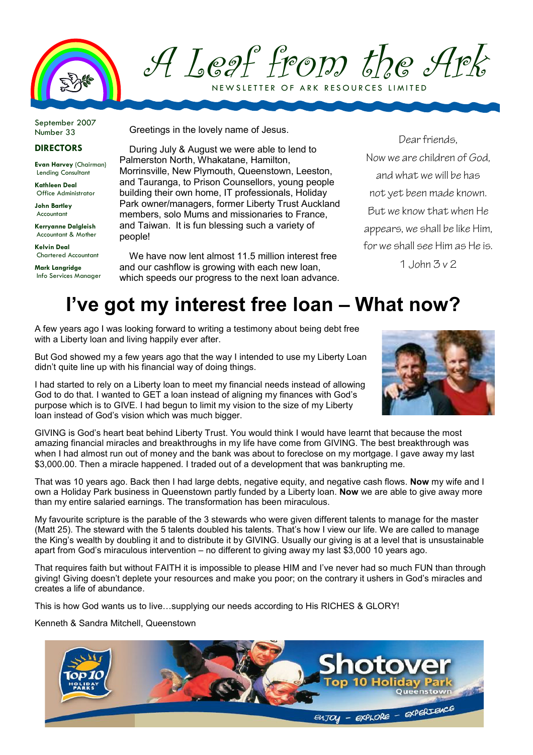# A Leaf from the Ark

NEWSLETTER OF ARK RESOURCES LIMITED

September 2007
Number 33

**DIRECTORS**

**Evan Harvey** (Chairman)
Lending Consultant

**Kathleen Deal**
Office Administrator

**John Bartley**
Accountant

**Kerryanne Dalgleish**
Accountant & Mother

**Kelvin Deal**
Chartered Accountant

**Mark Langridge**
Info Services Manager

Greetings in the lovely name of Jesus.

During July & August we were able to lend to Palmerston North, Whakatane, Hamilton, Morrinsville, New Plymouth, Queenstown, Leeston, and Tauranga, to Prison Counsellors, young people building their own home, IT professionals, Holiday Park owner/managers, former Liberty Trust Auckland members, solo Mums and missionaries to France, and Taiwan. It is fun blessing such a variety of people!

We have now lent almost 11.5 million interest free and our cashflow is growing with each new loan, which speeds our progress to the next loan advance.

Dear friends,
Now we are children of God, and what we will be has not yet been made known. But we know that when He appears, we shall be like Him, for we shall see Him as He is.
1 John 3 v 2

# I've got my interest free loan – What now?

A few years ago I was looking forward to writing a testimony about being debt free with a Liberty loan and living happily ever after.

But God showed my a few years ago that the way I intended to use my Liberty Loan didn't quite line up with his financial way of doing things.

I had started to rely on a Liberty loan to meet my financial needs instead of allowing God to do that. I wanted to GET a loan instead of aligning my finances with God's purpose which is to GIVE. I had begun to limit my vision to the size of my Liberty loan instead of God's vision which was much bigger.

GIVING is God's heart beat behind Liberty Trust. You would think I would have learnt that because the most amazing financial miracles and breakthroughs in my life have come from GIVING. The best breakthrough was when I had almost run out of money and the bank was about to foreclose on my mortgage. I gave away my last $3,000.00. Then a miracle happened. I traded out of a development that was bankrupting me.

That was 10 years ago. Back then I had large debts, negative equity, and negative cash flows. **Now** my wife and I own a Holiday Park business in Queenstown partly funded by a Liberty loan. **Now** we are able to give away more than my entire salaried earnings. The transformation has been miraculous.

My favourite scripture is the parable of the 3 stewards who were given different talents to manage for the master (Matt 25). The steward with the 5 talents doubled his talents. That's how I view our life. We are called to manage the King's wealth by doubling it and to distribute it by GIVING. Usually our giving is at a level that is unsustainable apart from God's miraculous intervention – no different to giving away my last $3,000 10 years ago.

That requires faith but without FAITH it is impossible to please HIM and I've never had so much FUN than through giving! Giving doesn't deplete your resources and make you poor; on the contrary it ushers in God's miracles and creates a life of abundance.

This is how God wants us to live…supplying our needs according to His RICHES & GLORY!

Kenneth & Sandra Mitchell, Queenstown

Top 10 Holiday Parks
Shotover Top 10 Holiday Park Queenstown
ENJOY – EXPLORE – EXPERIENCE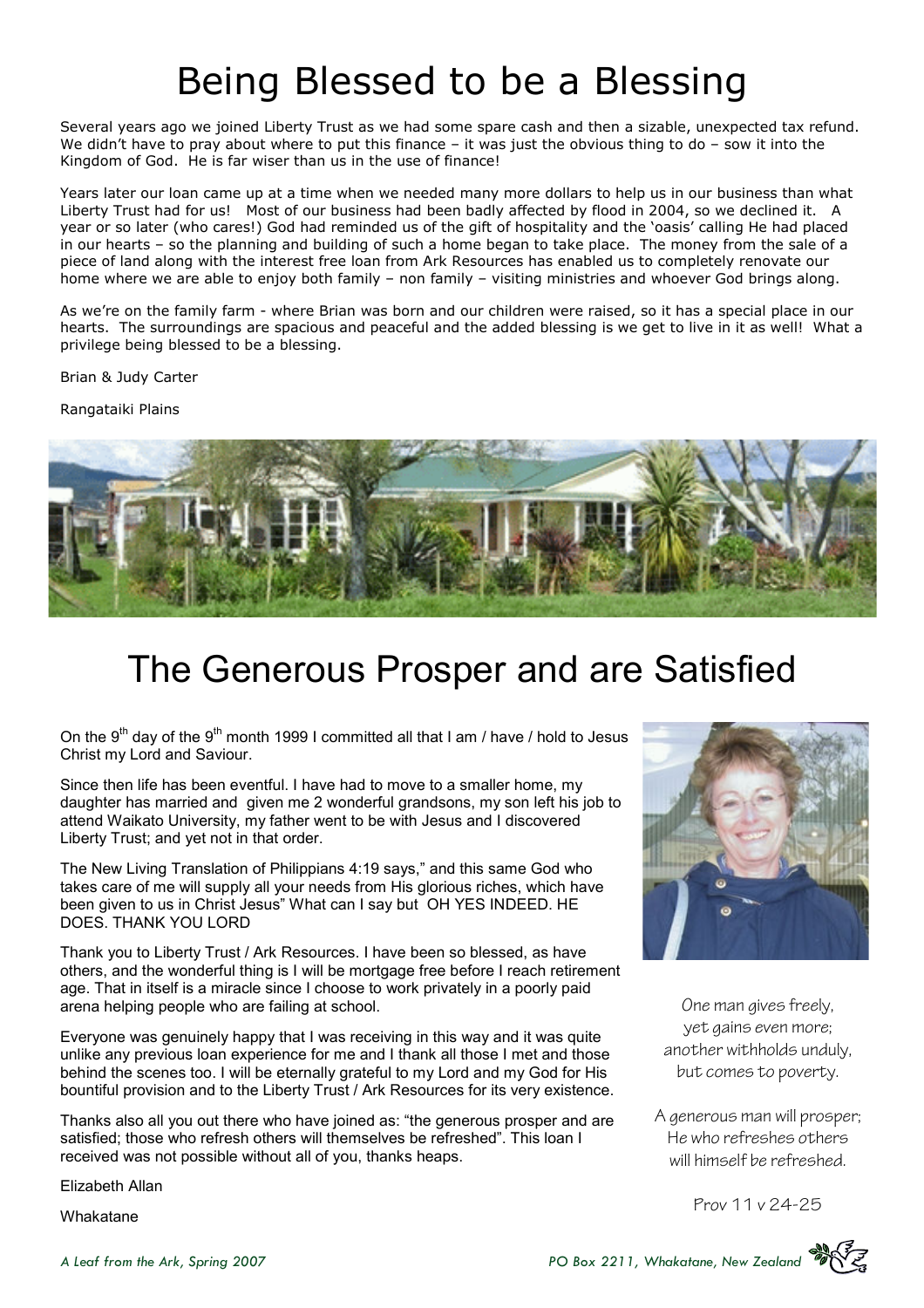# Being Blessed to be a Blessing

Several years ago we joined Liberty Trust as we had some spare cash and then a sizable, unexpected tax refund. We didn't have to pray about where to put this finance – it was just the obvious thing to do – sow it into the Kingdom of God. He is far wiser than us in the use of finance!

Years later our loan came up at a time when we needed many more dollars to help us in our business than what Liberty Trust had for us! Most of our business had been badly affected by flood in 2004, so we declined it. A year or so later (who cares!) God had reminded us of the gift of hospitality and the 'oasis' calling He had placed in our hearts – so the planning and building of such a home began to take place. The money from the sale of a piece of land along with the interest free loan from Ark Resources has enabled us to completely renovate our home where we are able to enjoy both family – non family – visiting ministries and whoever God brings along.

As we're on the family farm - where Brian was born and our children were raised, so it has a special place in our hearts. The surroundings are spacious and peaceful and the added blessing is we get to live in it as well! What a privilege being blessed to be a blessing.

Brian & Judy Carter

Rangataiki Plains

# The Generous Prosper and are Satisfied

On the 9th day of the 9th month 1999 I committed all that I am / have / hold to Jesus Christ my Lord and Saviour.

Since then life has been eventful. I have had to move to a smaller home, my daughter has married and given me 2 wonderful grandsons, my son left his job to attend Waikato University, my father went to be with Jesus and I discovered Liberty Trust; and yet not in that order.

The New Living Translation of Philippians 4:19 says," and this same God who takes care of me will supply all your needs from His glorious riches, which have been given to us in Christ Jesus" What can I say but OH YES INDEED. HE DOES. THANK YOU LORD

Thank you to Liberty Trust / Ark Resources. I have been so blessed, as have others, and the wonderful thing is I will be mortgage free before I reach retirement age. That in itself is a miracle since I choose to work privately in a poorly paid arena helping people who are failing at school.

Everyone was genuinely happy that I was receiving in this way and it was quite unlike any previous loan experience for me and I thank all those I met and those behind the scenes too. I will be eternally grateful to my Lord and my God for His bountiful provision and to the Liberty Trust / Ark Resources for its very existence.

Thanks also all you out there who have joined as: "the generous prosper and are satisfied; those who refresh others will themselves be refreshed". This loan I received was not possible without all of you, thanks heaps.

Elizabeth Allan

Whakatane

*One man gives freely,*
*yet gains even more;*
*another withholds unduly,*
*but comes to poverty.*

*A generous man will prosper;*
*He who refreshes others*
*will himself be refreshed.*

*Prov 11 v 24-25*